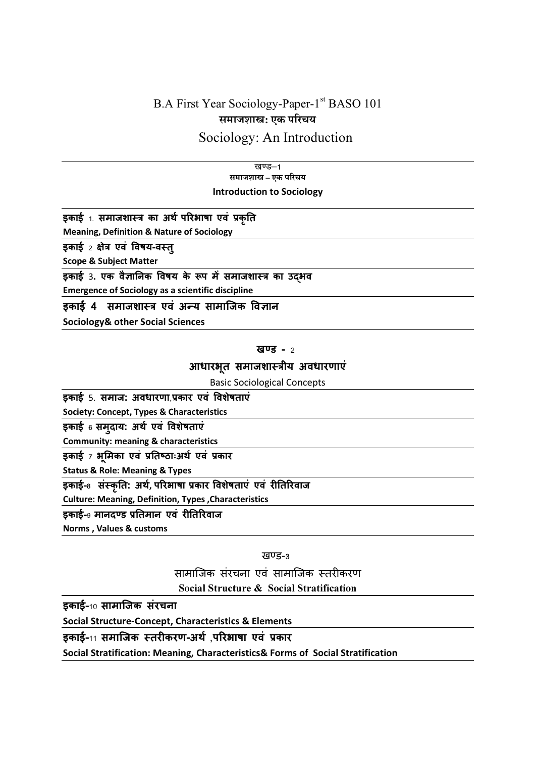# B.A First Year Sociology-Paper-1st BASO 101

## समाजशास्त्र: एक परिचय

## Sociology: An Introduction

### खण्ड–1

### समाजशास्त्र – एक परिचय

### Introduction to Sociology

**इकाई 1. समाजशास्त्र का अर्थ परिभाषा एवं प्रकृति**

**Meaning, Definition & Nature of Sociology**

**इकाई 2 क्षेत्र एवं विषय-वस्तु**

**Scope & Subject Matter**

**इकाई 3. एक वैज्ञानिक विषय के रूप में समाजशास्त्र का उद्भव**

**Emergence of Sociology as a scientific discipline**

**इकाई 4 समाजशास्त्र एवं अन्य सामाजिक विज्ञान**

**Sociology& other Social Sciences**

### खण्ड - 2

### आधारभूत समाजशास्त्रीय अवधारणाएं

### Basic Sociological Concepts

**इकाई 5. समाज: अवधारणा,प्रकार एवं विशेषताएं**

**Society: Concept, Types & Characteristics**

**इकाई 6 समुदाय: अर्थ एवं विशेषताएं**

**Community: meaning & characteristics**

**इकाई 7 भूमिका एवं प्रतिष्ठाःअर्थ एवं प्रकार**

**Status & Role: Meaning & Types**

**इकाई-8 संस्कृति: अर्थ, परिभाषा प्रकार विशेषताएं एवं रीतिरिवाज**

**Culture: Meaning, Definition, Types ,Characteristics**

**इकाई-9 मानदण्ड प्रतिमान एवं रीतिरिवाज**

**Norms , Values & customs**

### खण्ड-3

### सामाजिक संरचना एवं सामाजिक स्तरीकरण

### Social Structure & Social Stratification

**इकाई-10 सामाजिक संरचना**

**Social Structure-Concept, Characteristics & Elements**

**इकाई-11 समाजिक स्तरीकरण-अर्थ ,परिभाषा एवं प्रकार**

**Social Stratification: Meaning, Characteristics& Forms of Social Stratification**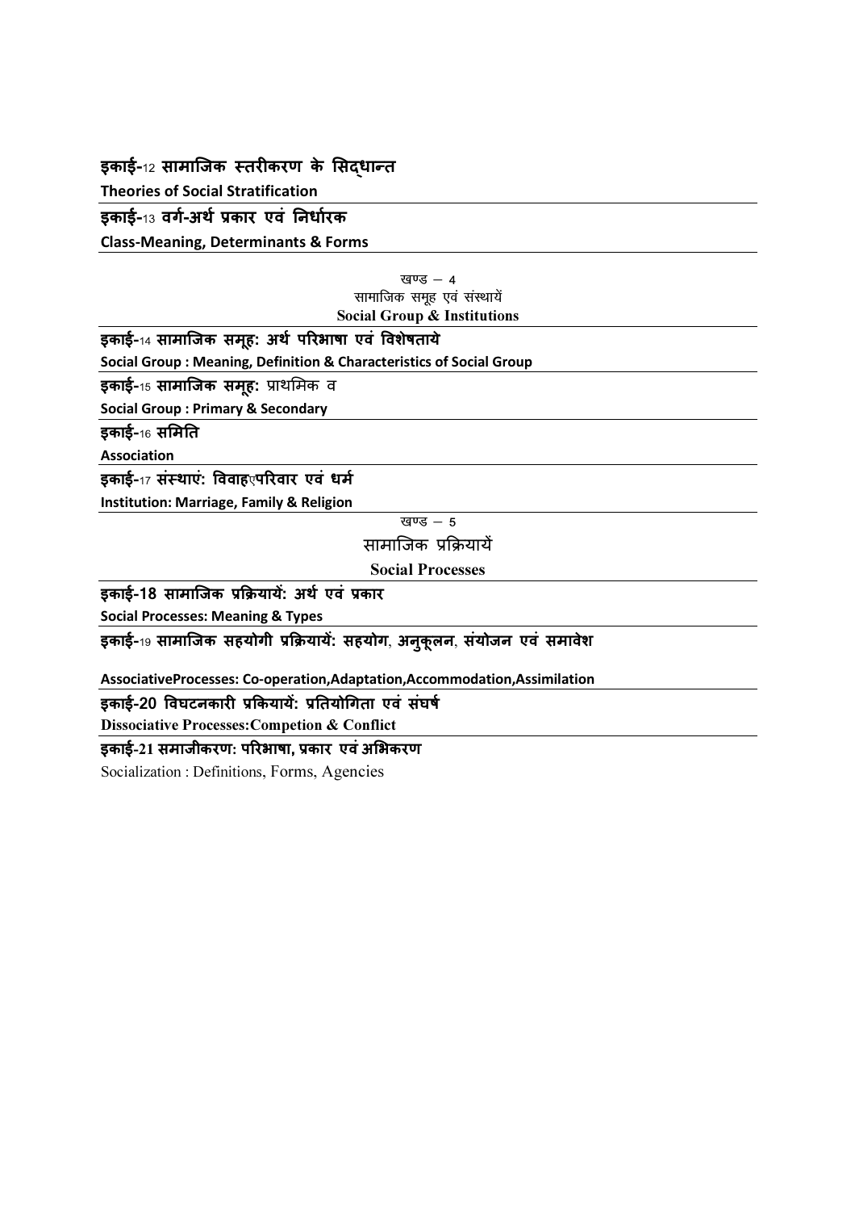**इकाई-12 सामाजिक स्तरीकरण के सिद्धान्त**

**Theories of Social Stratification**

**इकाई-13 वर्ग-अर्थ प्रकार एवं निर्धारक**

**Class-Meaning, Determinants & Forms**

खण्ड – 4

सामाजिक समूह एवं संस्थायें

**Social Group & Institutions**

**इकाई-14 सामाजिक समूह: अर्थ परिभाषा एवं विशेषताये**

**Social Group : Meaning, Definition & Characteristics of Social Group**

**इकाई-15 सामाजिक समूह:** प्राथमिक व

**Social Group : Primary & Secondary**

**इकाई-16 समिति**

**Association**

**इकाई-17 संस्थाएं: विवाह**ए**परिवार एवं धर्म**

**Institution: Marriage, Family & Religion**

खण्ड – 5

सामाजिक प्रक्रियायें

**Social Processes**

**इकाई-18 सामाजिक प्रक्रियायें: अर्थ एवं प्रकार**

**Social Processes: Meaning & Types**

**इकाई-19 सामाजिक सहयोगी प्रक्रियायें: सहयोग, अनुकूलन, संयोजन एवं समावेश**

**AssociativeProcesses: Co-operation,Adaptation,Accommodation,Assimilation**

**इकाई-20 विघटनकारी प्रकियायें: प्रतियोगिता एवं संघर्ष**

**Dissociative Processes:Competion & Conflict**

**इकाई-21 समाजीकरण: परिभाषा, प्रकार एवं अभिकरण**

Socialization : Definitions, Forms, Agencies